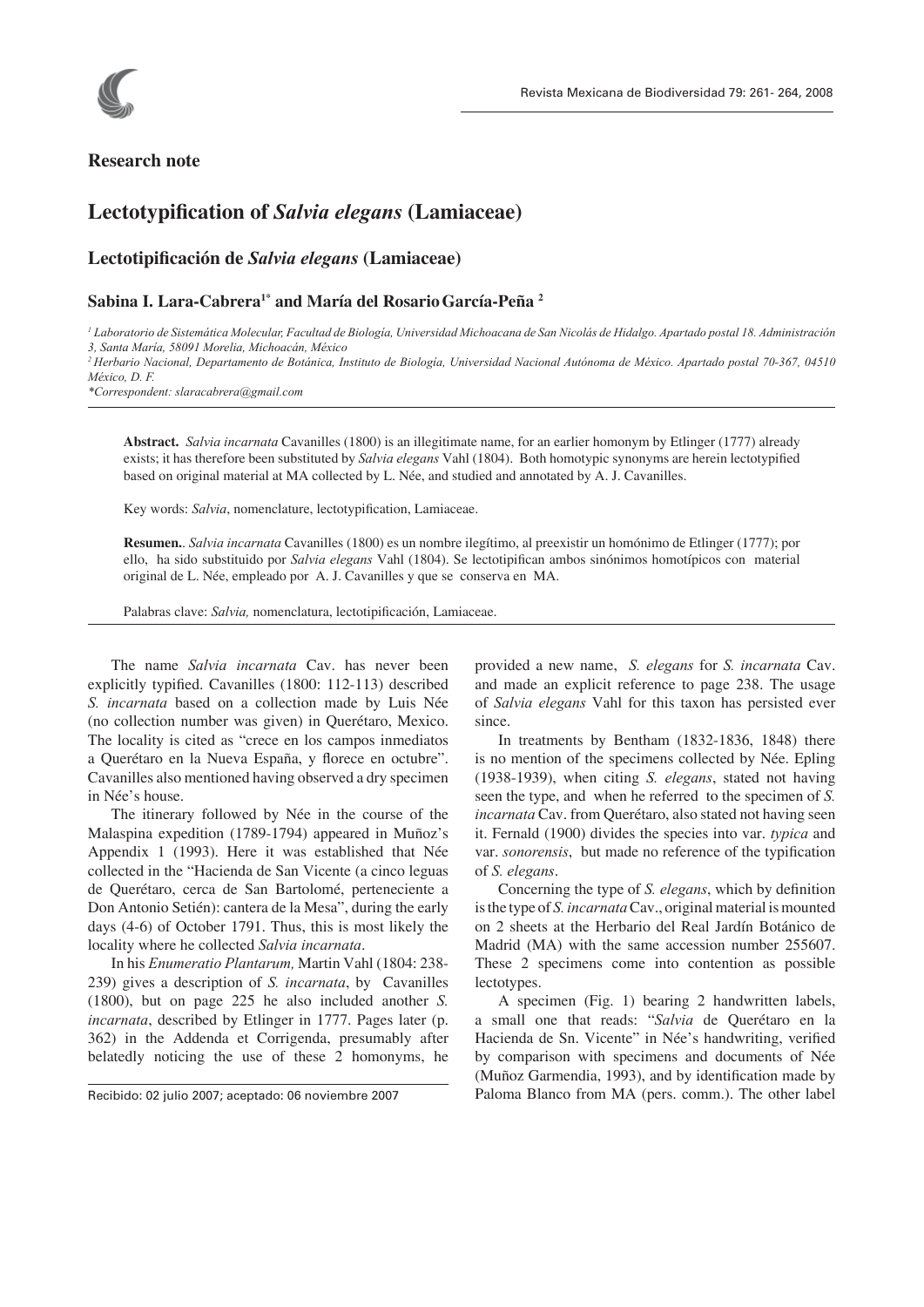**Research note**

# Lectotypification of *Salvia elegans* (Lamiaceae)

## Lectotipificación de *Salvia elegans* (Lamiaceae)

**Sabina I. Lara-Cabrera[1*] and María del Rosario García-Peña [2]**

*[1] Laboratorio de Sistemática Molecular, Facultad de Biología, Universidad Michoacana de San Nicolás de Hidalgo. Apartado postal 18. Administración 3, Santa María, 58091 Morelia, Michoacán, México*

*[2] Herbario Nacional, Departamento de Botánica, Instituto de Biología, Universidad Nacional Autónoma de México. Apartado postal 70-367, 04510 México, D. F.*

*\*Correspondent: slaracabrera@gmail.com*

**Abstract.** *Salvia incarnata* Cavanilles (1800) is an illegitimate name, for an earlier homonym by Etlinger (1777) already exists; it has therefore been substituted by *Salvia elegans* Vahl (1804). Both homotypic synonyms are herein lectotypified based on original material at MA collected by L. Née, and studied and annotated by A. J. Cavanilles.

Key words: *Salvia*, nomenclature, lectotypification, Lamiaceae.

**Resumen.**. *Salvia incarnata* Cavanilles (1800) es un nombre ilegítimo, al preexistir un homónimo de Etlinger (1777); por ello, ha sido substituido por *Salvia elegans* Vahl (1804). Se lectotipifican ambos sinónimos homotípicos con material original de L. Née, empleado por A. J. Cavanilles y que se conserva en MA.

Palabras clave: *Salvia,* nomenclatura, lectotipificación, Lamiaceae.

The name *Salvia incarnata* Cav. has never been explicitly typified. Cavanilles (1800: 112-113) described *S. incarnata* based on a collection made by Luis Née (no collection number was given) in Querétaro, Mexico. The locality is cited as "crece en los campos inmediatos a Querétaro en la Nueva España, y florece en octubre". Cavanilles also mentioned having observed a dry specimen in Née's house.

The itinerary followed by Née in the course of the Malaspina expedition (1789-1794) appeared in Muñoz's Appendix 1 (1993). Here it was established that Née collected in the "Hacienda de San Vicente (a cinco leguas de Querétaro, cerca de San Bartolomé, perteneciente a Don Antonio Setién): cantera de la Mesa", during the early days (4-6) of October 1791. Thus, this is most likely the locality where he collected *Salvia incarnata*.

In his *Enumeratio Plantarum,* Martin Vahl (1804: 238-239) gives a description of *S. incarnata*, by Cavanilles (1800), but on page 225 he also included another *S. incarnata*, described by Etlinger in 1777. Pages later (p. 362) in the Addenda et Corrigenda, presumably after belatedly noticing the use of these 2 homonyms, he provided a new name, *S. elegans* for *S. incarnata* Cav. and made an explicit reference to page 238. The usage of *Salvia elegans* Vahl for this taxon has persisted ever since.

In treatments by Bentham (1832-1836, 1848) there is no mention of the specimens collected by Née. Epling (1938-1939), when citing *S. elegans*, stated not having seen the type, and when he referred to the specimen of *S. incarnata* Cav. from Querétaro, also stated not having seen it. Fernald (1900) divides the species into var. *typica* and var. *sonorensis*, but made no reference of the typification of *S. elegans*.

Concerning the type of *S. elegans*, which by definition is the type of *S. incarnata* Cav., original material is mounted on 2 sheets at the Herbario del Real Jardín Botánico de Madrid (MA) with the same accession number 255607. These 2 specimens come into contention as possible lectotypes.

A specimen (Fig. 1) bearing 2 handwritten labels, a small one that reads: "*Salvia* de Querétaro en la Hacienda de Sn. Vicente" in Née's handwriting, verified by comparison with specimens and documents of Née (Muñoz Garmendia, 1993), and by identification made by Paloma Blanco from MA (pers. comm.). The other label

Recibido: 02 julio 2007; aceptado: 06 noviembre 2007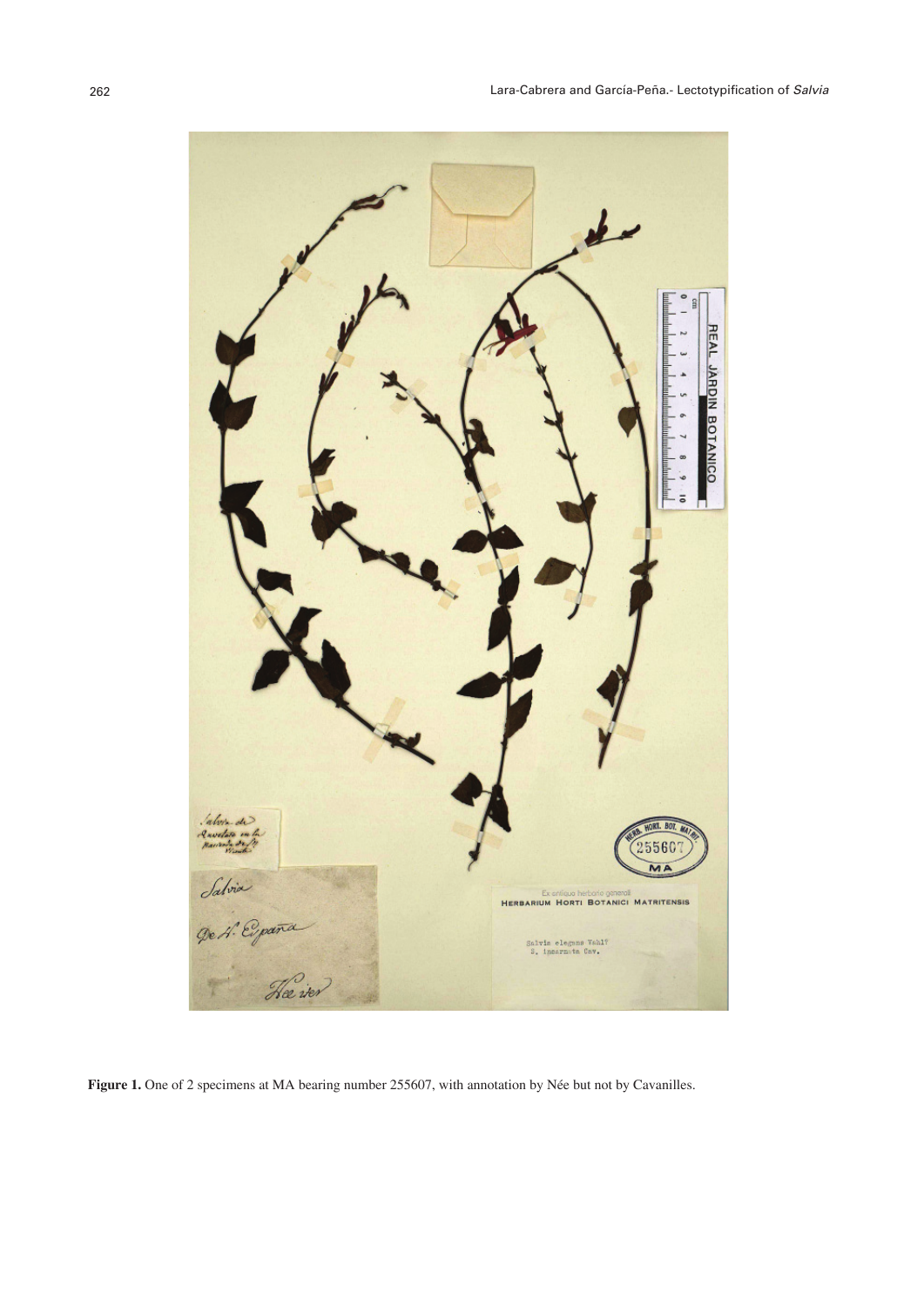**Figure 1.** One of 2 specimens at MA bearing number 255607, with annotation by Née but not by Cavanilles.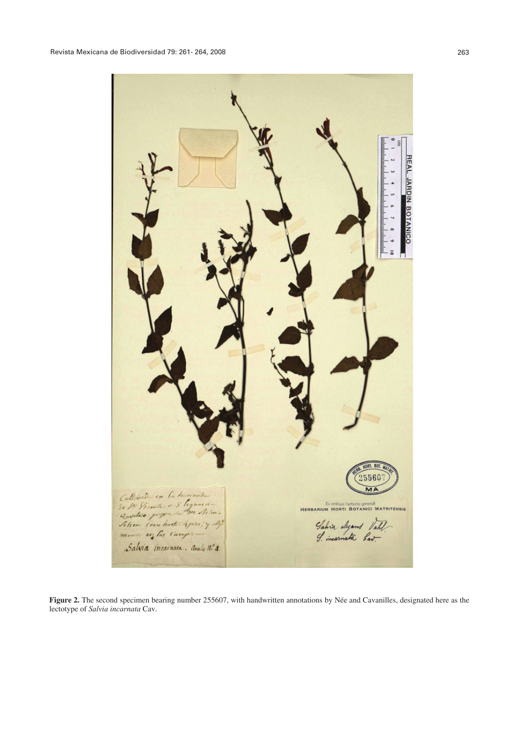**Figure 2.** The second specimen bearing number 255607, with handwritten annotations by Née and Cavanilles, designated here as the lectotype of *Salvia incarnata* Cav.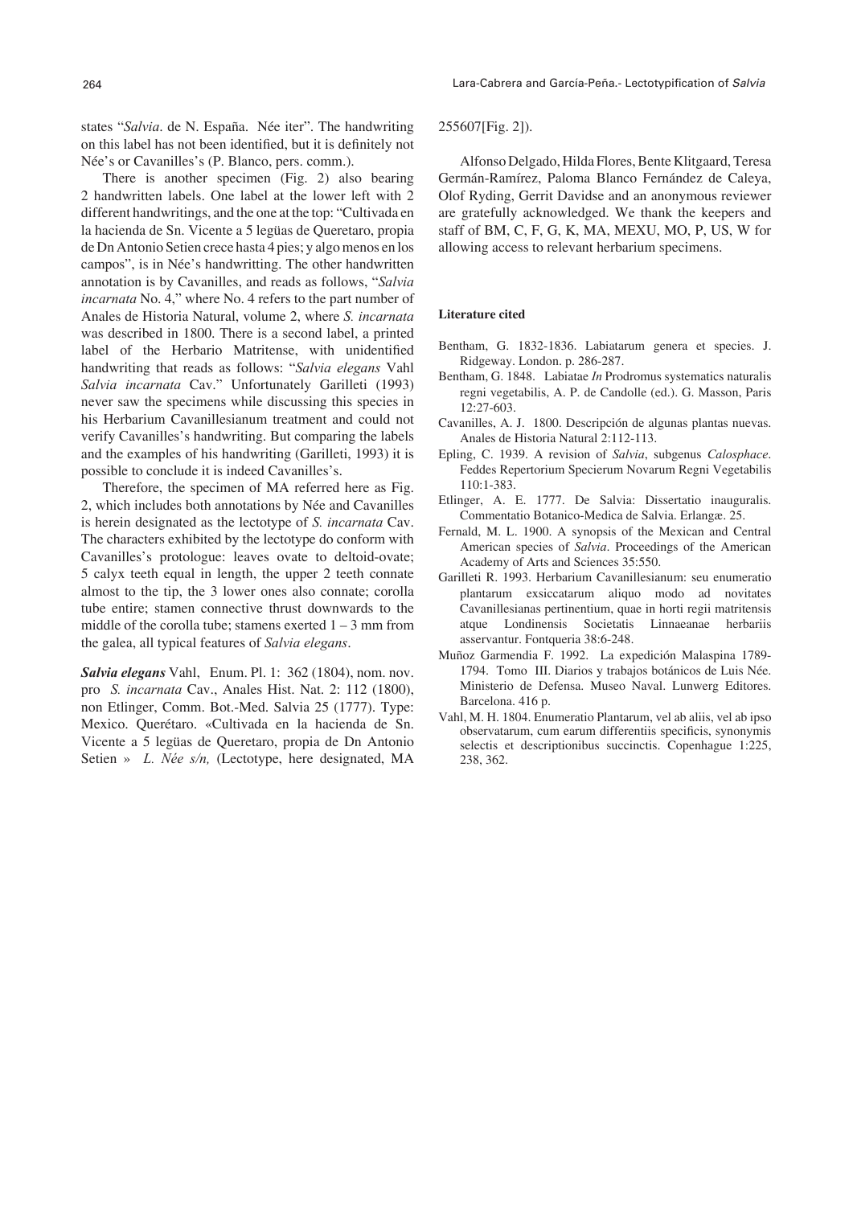states "*Salvia*. de N. España. Née iter". The handwriting on this label has not been identified, but it is definitely not Née's or Cavanilles's (P. Blanco, pers. comm.).

There is another specimen (Fig. 2) also bearing 2 handwritten labels. One label at the lower left with 2 different handwritings, and the one at the top: "Cultivada en la hacienda de Sn. Vicente a 5 legüas de Queretaro, propia de Dn Antonio Setien crece hasta 4 pies; y algo menos en los campos", is in Née's handwritting. The other handwritten annotation is by Cavanilles, and reads as follows, "*Salvia incarnata* No. 4," where No. 4 refers to the part number of Anales de Historia Natural, volume 2, where *S. incarnata* was described in 1800. There is a second label, a printed label of the Herbario Matritense, with unidentified handwriting that reads as follows: "*Salvia elegans* Vahl *Salvia incarnata* Cav." Unfortunately Garilleti (1993) never saw the specimens while discussing this species in his Herbarium Cavanillesianum treatment and could not verify Cavanilles's handwriting. But comparing the labels and the examples of his handwriting (Garilleti, 1993) it is possible to conclude it is indeed Cavanilles's.

Therefore, the specimen of MA referred here as Fig. 2, which includes both annotations by Née and Cavanilles is herein designated as the lectotype of *S. incarnata* Cav. The characters exhibited by the lectotype do conform with Cavanilles's protologue: leaves ovate to deltoid-ovate; 5 calyx teeth equal in length, the upper 2 teeth connate almost to the tip, the 3 lower ones also connate; corolla tube entire; stamen connective thrust downwards to the middle of the corolla tube; stamens exerted 1 – 3 mm from the galea, all typical features of *Salvia elegans*.

***Salvia elegans*** Vahl, Enum. Pl. 1: 362 (1804), nom. nov. pro *S. incarnata* Cav., Anales Hist. Nat. 2: 112 (1800), non Etlinger, Comm. Bot.-Med. Salvia 25 (1777). Type: Mexico. Querétaro. «Cultivada en la hacienda de Sn. Vicente a 5 legüas de Queretaro, propia de Dn Antonio Setien » *L. Née s/n,* (Lectotype, here designated, MA 255607[Fig. 2]).

Alfonso Delgado, Hilda Flores, Bente Klitgaard, Teresa Germán-Ramírez, Paloma Blanco Fernández de Caleya, Olof Ryding, Gerrit Davidse and an anonymous reviewer are gratefully acknowledged. We thank the keepers and staff of BM, C, F, G, K, MA, MEXU, MO, P, US, W for allowing access to relevant herbarium specimens.

#### Literature cited

Bentham, G. 1832-1836. Labiatarum genera et species. J. Ridgeway. London. p. 286-287.

Bentham, G. 1848. Labiatae *In* Prodromus systematics naturalis regni vegetabilis, A. P. de Candolle (ed.). G. Masson, Paris 12:27-603.

Cavanilles, A. J. 1800. Descripción de algunas plantas nuevas. Anales de Historia Natural 2:112-113.

Epling, C. 1939. A revision of *Salvia*, subgenus *Calosphace*. Feddes Repertorium Specierum Novarum Regni Vegetabilis 110:1-383.

Etlinger, A. E. 1777. De Salvia: Dissertatio inauguralis. Commentatio Botanico-Medica de Salvia. Erlangæ. 25.

Fernald, M. L. 1900. A synopsis of the Mexican and Central American species of *Salvia*. Proceedings of the American Academy of Arts and Sciences 35:550.

Garilleti R. 1993. Herbarium Cavanillesianum: seu enumeratio plantarum exsiccatarum aliquo modo ad novitates Cavanillesianas pertinentium, quae in horti regii matritensis atque Londinensis Societatis Linnaeanae herbariis asservantur. Fontqueria 38:6-248.

Muñoz Garmendia F. 1992. La expedición Malaspina 1789-1794. Tomo III. Diarios y trabajos botánicos de Luis Née. Ministerio de Defensa. Museo Naval. Lunwerg Editores. Barcelona. 416 p.

Vahl, M. H. 1804. Enumeratio Plantarum, vel ab aliis, vel ab ipso observatarum, cum earum differentiis specificis, synonymis selectis et descriptionibus succinctis. Copenhague 1:225, 238, 362.